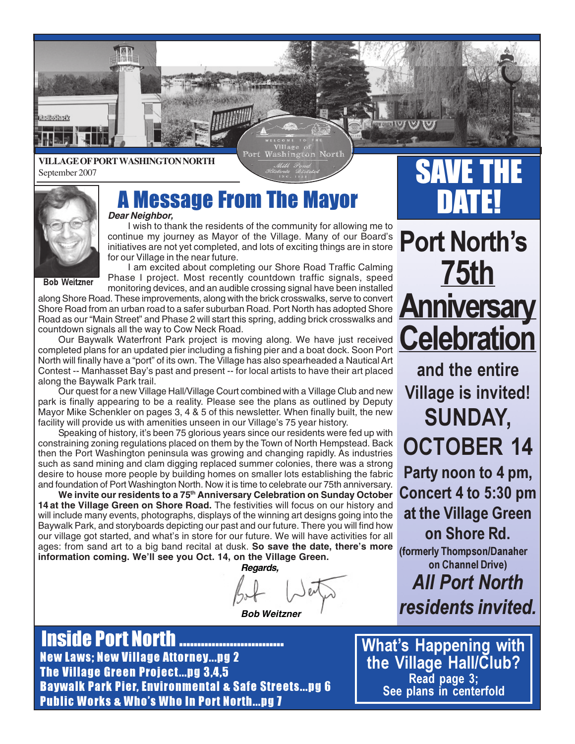**VILLAGE OF PORT WASHINGTON NORTH**
September 2007

# A Message From The Mayor

Bob Weitzner

***Dear Neighbor,***

I wish to thank the residents of the community for allowing me to continue my journey as Mayor of the Village. Many of our Board's initiatives are not yet completed, and lots of exciting things are in store for our Village in the near future.

I am excited about completing our Shore Road Traffic Calming Phase I project. Most recently countdown traffic signals, speed monitoring devices, and an audible crossing signal have been installed along Shore Road. These improvements, along with the brick crosswalks, serve to convert Shore Road from an urban road to a safer suburban Road. Port North has adopted Shore Road as our "Main Street" and Phase 2 will start this spring, adding brick crosswalks and countdown signals all the way to Cow Neck Road.

Our Baywalk Waterfront Park project is moving along. We have just received completed plans for an updated pier including a fishing pier and a boat dock. Soon Port North will finally have a "port" of its own. The Village has also spearheaded a Nautical Art Contest -- Manhasset Bay's past and present -- for local artists to have their art placed along the Baywalk Park trail.

Our quest for a new Village Hall/Village Court combined with a Village Club and new park is finally appearing to be a reality. Please see the plans as outlined by Deputy Mayor Mike Schenkler on pages 3, 4 & 5 of this newsletter. When finally built, the new facility will provide us with amenities unseen in our Village's 75 year history.

Speaking of history, it's been 75 glorious years since our residents were fed up with constraining zoning regulations placed on them by the Town of North Hempstead. Back then the Port Washington peninsula was growing and changing rapidly. As industries such as sand mining and clam digging replaced summer colonies, there was a strong desire to house more people by building homes on smaller lots establishing the fabric and foundation of Port Washington North. Now it is time to celebrate our 75th anniversary.

**We invite our residents to a 75th Anniversary Celebration on Sunday October 14 at the Village Green on Shore Road.** The festivities will focus on our history and will include many events, photographs, displays of the winning art designs going into the Baywalk Park, and storyboards depicting our past and our future. There you will find how our village got started, and what's in store for our future. We will have activities for all ages: from sand art to a big band recital at dusk. **So save the date, there's more information coming. We'll see you Oct. 14, on the Village Green.**

***Regards,***

***Bob Weitzner***

## SAVE THE DATE!

**Port North's 75th Anniversary Celebration**

**and the entire Village is invited!**

**SUNDAY, OCTOBER 14**

**Party noon to 4 pm, Concert 4 to 5:30 pm at the Village Green on Shore Rd.**

**(formerly Thompson/Danaher on Channel Drive)**

***All Port North residents invited.***

## Inside Port North ..............................

**New Laws; New Village Attorney...pg 2**
**The Village Green Project...pg 3,4,5**
**Baywalk Park Pier, Environmental & Safe Streets...pg 6**
**Public Works & Who's Who In Port North...pg 7**

**What's Happening with the Village Hall/Club?**
**Read page 3; See plans in centerfold**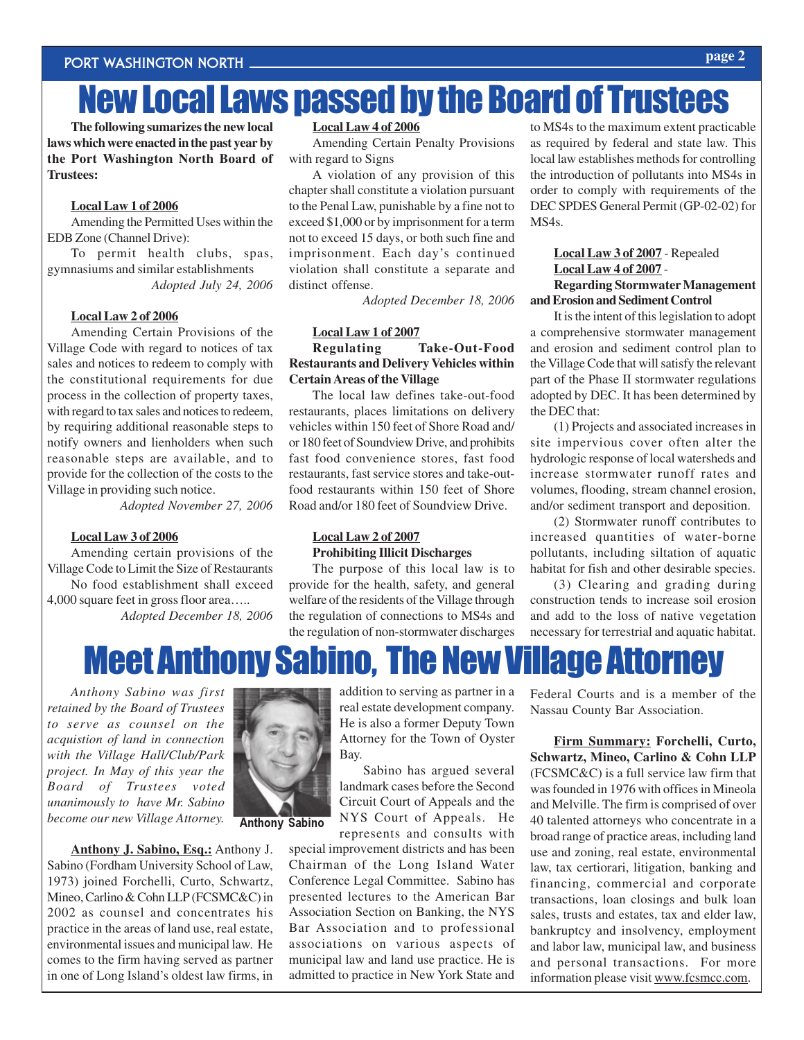# New Local Laws passed by the Board of Trustees

**The following sumarizes the new local laws which were enacted in the past year by the Port Washington North Board of Trustees:**

**Local Law 1 of 2006**

Amending the Permitted Uses within the EDB Zone (Channel Drive):

To permit health clubs, spas, gymnasiums and similar establishments

*Adopted July 24, 2006*

**Local Law 2 of 2006**

Amending Certain Provisions of the Village Code with regard to notices of tax sales and notices to redeem to comply with the constitutional requirements for due process in the collection of property taxes, with regard to tax sales and notices to redeem, by requiring additional reasonable steps to notify owners and lienholders when such reasonable steps are available, and to provide for the collection of the costs to the Village in providing such notice.

*Adopted November 27, 2006*

**Local Law 3 of 2006**

Amending certain provisions of the Village Code to Limit the Size of Restaurants

No food establishment shall exceed 4,000 square feet in gross floor area…..

*Adopted December 18, 2006*

**Local Law 4 of 2006**

Amending Certain Penalty Provisions with regard to Signs

A violation of any provision of this chapter shall constitute a violation pursuant to the Penal Law, punishable by a fine not to exceed $1,000 or by imprisonment for a term not to exceed 15 days, or both such fine and imprisonment. Each day's continued violation shall constitute a separate and distinct offense.

*Adopted December 18, 2006*

**Local Law 1 of 2007**

**Regulating Take-Out-Food Restaurants and Delivery Vehicles within Certain Areas of the Village**

The local law defines take-out-food restaurants, places limitations on delivery vehicles within 150 feet of Shore Road and/ or 180 feet of Soundview Drive, and prohibits fast food convenience stores, fast food restaurants, fast service stores and take-out-food restaurants within 150 feet of Shore Road and/or 180 feet of Soundview Drive.

**Local Law 2 of 2007**

**Prohibiting Illicit Discharges**

The purpose of this local law is to provide for the health, safety, and general welfare of the residents of the Village through the regulation of connections to MS4s and the regulation of non-stormwater discharges to MS4s to the maximum extent practicable as required by federal and state law. This local law establishes methods for controlling the introduction of pollutants into MS4s in order to comply with requirements of the DEC SPDES General Permit (GP-02-02) for MS4s.

**Local Law 3 of 2007** - Repealed

**Local Law 4 of 2007** -

**Regarding Stormwater Management and Erosion and Sediment Control**

It is the intent of this legislation to adopt a comprehensive stormwater management and erosion and sediment control plan to the Village Code that will satisfy the relevant part of the Phase II stormwater regulations adopted by DEC. It has been determined by the DEC that:

(1) Projects and associated increases in site impervious cover often alter the hydrologic response of local watersheds and increase stormwater runoff rates and volumes, flooding, stream channel erosion, and/or sediment transport and deposition.

(2) Stormwater runoff contributes to increased quantities of water-borne pollutants, including siltation of aquatic habitat for fish and other desirable species.

(3) Clearing and grading during construction tends to increase soil erosion and add to the loss of native vegetation necessary for terrestrial and aquatic habitat.

# Meet Anthony Sabino, The New Village Attorney

*Anthony Sabino was first retained by the Board of Trustees to serve as counsel on the acquisition of land in connection with the Village Hall/Club/Park project. In May of this year the Board of Trustees voted unanimously to have Mr. Sabino become our new Village Attorney.*

**Anthony Sabino**

**Anthony J. Sabino, Esq.:** Anthony J. Sabino (Fordham University School of Law, 1973) joined Forchelli, Curto, Schwartz, Mineo, Carlino & Cohn LLP (FCSMC&C) in 2002 as counsel and concentrates his practice in the areas of land use, real estate, environmental issues and municipal law. He comes to the firm having served as partner in one of Long Island's oldest law firms, in addition to serving as partner in a real estate development company. He is also a former Deputy Town Attorney for the Town of Oyster Bay.

Sabino has argued several landmark cases before the Second Circuit Court of Appeals and the NYS Court of Appeals. He represents and consults with special improvement districts and has been Chairman of the Long Island Water Conference Legal Committee. Sabino has presented lectures to the American Bar Association Section on Banking, the NYS Bar Association and to professional associations on various aspects of municipal law and land use practice. He is admitted to practice in New York State and Federal Courts and is a member of the Nassau County Bar Association.

**Firm Summary:** **Forchelli, Curto, Schwartz, Mineo, Carlino & Cohn LLP** (FCSMC&C) is a full service law firm that was founded in 1976 with offices in Mineola and Melville. The firm is comprised of over 40 talented attorneys who concentrate in a broad range of practice areas, including land use and zoning, real estate, environmental law, tax certiorari, litigation, banking and financing, commercial and corporate transactions, loan closings and bulk loan sales, trusts and estates, tax and elder law, bankruptcy and insolvency, employment and labor law, municipal law, and business and personal transactions. For more information please visit www.fcsmcc.com.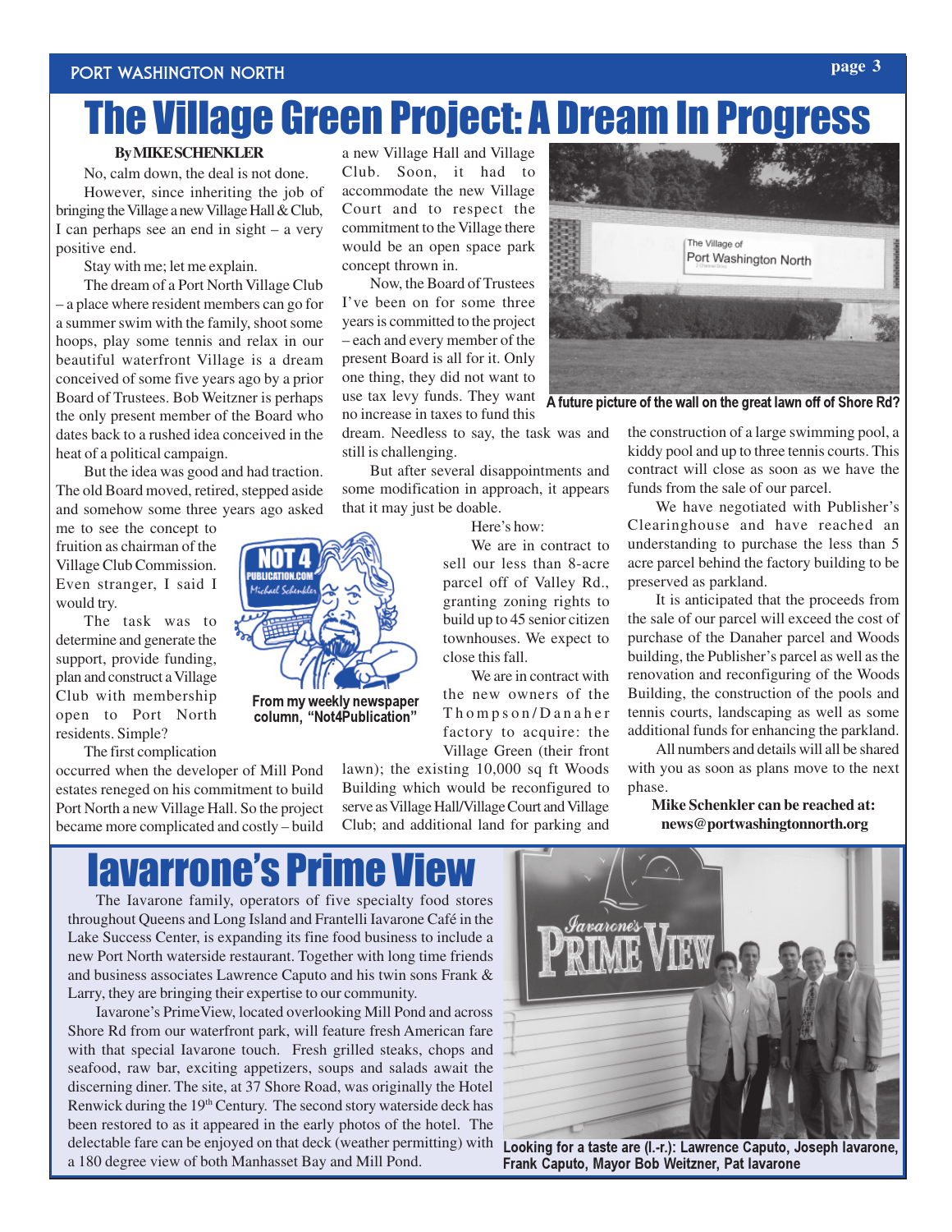# The Village Green Project: A Dream In Progress

**By MIKE SCHENKLER**

No, calm down, the deal is not done.

However, since inheriting the job of bringing the Village a new Village Hall & Club, I can perhaps see an end in sight – a very positive end.

Stay with me; let me explain.

The dream of a Port North Village Club – a place where resident members can go for a summer swim with the family, shoot some hoops, play some tennis and relax in our beautiful waterfront Village is a dream conceived of some five years ago by a prior Board of Trustees. Bob Weitzner is perhaps the only present member of the Board who dates back to a rushed idea conceived in the heat of a political campaign.

But the idea was good and had traction. The old Board moved, retired, stepped aside and somehow some three years ago asked me to see the concept to fruition as chairman of the Village Club Commission. Even stranger, I said I would try.

The task was to determine and generate the support, provide funding, plan and construct a Village Club with membership open to Port North residents. Simple?

The first complication occurred when the developer of Mill Pond estates reneged on his commitment to build Port North a new Village Hall. So the project became more complicated and costly – build a new Village Hall and Village Club. Soon, it had to accommodate the new Village Court and to respect the commitment to the Village there would be an open space park concept thrown in.

Now, the Board of Trustees I've been on for some three years is committed to the project – each and every member of the present Board is all for it. Only one thing, they did not want to use tax levy funds. They want no increase in taxes to fund this dream. Needless to say, the task was and still is challenging.

But after several disappointments and some modification in approach, it appears that it may just be doable.

From my weekly newspaper column, "Not4Publication"

Here's how:

We are in contract to sell our less than 8-acre parcel off of Valley Rd., granting zoning rights to build up to 45 senior citizen townhouses. We expect to close this fall.

We are in contract with the new owners of the Thompson/Danaher factory to acquire: the Village Green (their front lawn); the existing 10,000 sq ft Woods Building which would be reconfigured to serve as Village Hall/Village Court and Village Club; and additional land for parking and the construction of a large swimming pool, a kiddy pool and up to three tennis courts. This contract will close as soon as we have the funds from the sale of our parcel.

We have negotiated with Publisher's Clearinghouse and have reached an understanding to purchase the less than 5 acre parcel behind the factory building to be preserved as parkland.

It is anticipated that the proceeds from the sale of our parcel will exceed the cost of purchase of the Danaher parcel and Woods building, the Publisher's parcel as well as the renovation and reconfiguring of the Woods Building, the construction of the pools and tennis courts, landscaping as well as some additional funds for enhancing the parkland.

All numbers and details will all be shared with you as soon as plans move to the next phase.

**Mike Schenkler can be reached at: news@portwashingtonnorth.org**

**A future picture of the wall on the great lawn off of Shore Rd?**

# Iavarrone's Prime View

The Iavarone family, operators of five specialty food stores throughout Queens and Long Island and Frantelli Iavarone Café in the Lake Success Center, is expanding its fine food business to include a new Port North waterside restaurant. Together with long time friends and business associates Lawrence Caputo and his twin sons Frank & Larry, they are bringing their expertise to our community.

Iavarone's PrimeView, located overlooking Mill Pond and across Shore Rd from our waterfront park, will feature fresh American fare with that special Iavarone touch. Fresh grilled steaks, chops and seafood, raw bar, exciting appetizers, soups and salads await the discerning diner. The site, at 37 Shore Road, was originally the Hotel Renwick during the 19th Century. The second story waterside deck has been restored to as it appeared in the early photos of the hotel. The delectable fare can be enjoyed on that deck (weather permitting) with a 180 degree view of both Manhasset Bay and Mill Pond.

**Looking for a taste are (l.-r.): Lawrence Caputo, Joseph Iavarone, Frank Caputo, Mayor Bob Weitzner, Pat Iavarone**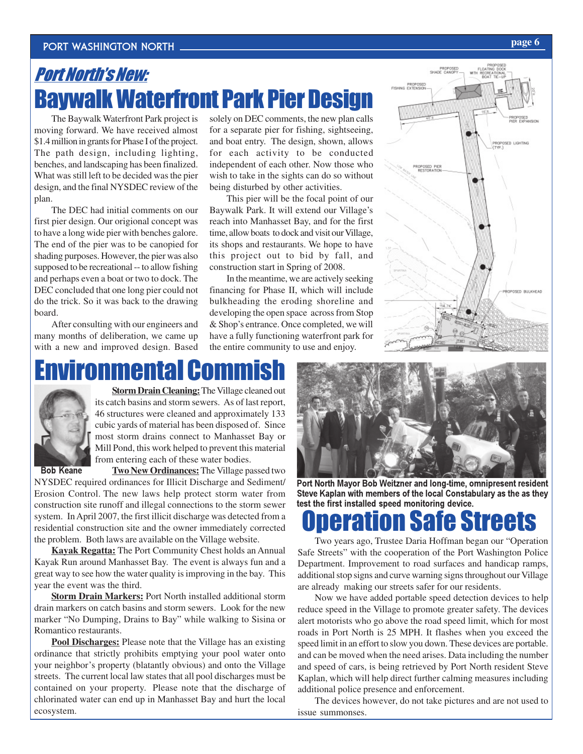## *Port North's New:*

# Baywalk Waterfront Park Pier Design

The Baywalk Waterfront Park project is moving forward. We have received almost $1.4 million in grants for Phase I of the project. The path design, including lighting, benches, and landscaping has been finalized. What was still left to be decided was the pier design, and the final NYSDEC review of the plan.

The DEC had initial comments on our first pier design. Our origional concept was to have a long wide pier with benches galore. The end of the pier was to be canopied for shading purposes. However, the pier was also supposed to be recreational -- to allow fishing and perhaps even a boat or two to dock. The DEC concluded that one long pier could not do the trick. So it was back to the drawing board.

After consulting with our engineers and many months of deliberation, we came up with a new and improved design. Based solely on DEC comments, the new plan calls for a separate pier for fishing, sightseeing, and boat entry. The design, shown, allows for each activity to be conducted independent of each other. Now those who wish to take in the sights can do so without being disturbed by other activities.

This pier will be the focal point of our Baywalk Park. It will extend our Village's reach into Manhasset Bay, and for the first time, allow boats to dock and visit our Village, its shops and restaurants. We hope to have this project out to bid by fall, and construction start in Spring of 2008.

In the meantime, we are actively seeking financing for Phase II, which will include bulkheading the eroding shoreline and developing the open space across from Stop & Shop's entrance. Once completed, we will have a fully functioning waterfront park for the entire community to use and enjoy.

# Environmental Commish

Bob Keane

**Storm Drain Cleaning:** The Village cleaned out its catch basins and storm sewers. As of last report, 46 structures were cleaned and approximately 133 cubic yards of material has been disposed of. Since most storm drains connect to Manhasset Bay or Mill Pond, this work helped to prevent this material from entering each of these water bodies.

**Two New Ordinances:** The Village passed two NYSDEC required ordinances for Illicit Discharge and Sediment/ Erosion Control. The new laws help protect storm water from construction site runoff and illegal connections to the storm sewer system. In April 2007, the first illicit discharge was detected from a residential construction site and the owner immediately corrected the problem. Both laws are available on the Village website.

**Kayak Regatta:** The Port Community Chest holds an Annual Kayak Run around Manhasset Bay. The event is always fun and a great way to see how the water quality is improving in the bay. This year the event was the third.

**Storm Drain Markers:** Port North installed additional storm drain markers on catch basins and storm sewers. Look for the new marker "No Dumping, Drains to Bay" while walking to Sisina or Romantico restaurants.

**Pool Discharges:** Please note that the Village has an existing ordinance that strictly prohibits emptying your pool water onto your neighbor's property (blatantly obvious) and onto the Village streets. The current local law states that all pool discharges must be contained on your property. Please note that the discharge of chlorinated water can end up in Manhasset Bay and hurt the local ecosystem.

**Port North Mayor Bob Weitzner and long-time, omnipresent resident Steve Kaplan with members of the local Constabulary as the as they test the first installed speed monitoring device.**

# Operation Safe Streets

Two years ago, Trustee Daria Hoffman began our "Operation Safe Streets" with the cooperation of the Port Washington Police Department. Improvement to road surfaces and handicap ramps, additional stop signs and curve warning signs throughout our Village are already making our streets safer for our residents.

Now we have added portable speed detection devices to help reduce speed in the Village to promote greater safety. The devices alert motorists who go above the road speed limit, which for most roads in Port North is 25 MPH. It flashes when you exceed the speed limit in an effort to slow you down. These devices are portable. and can be moved when the need arises. Data including the number and speed of cars, is being retrieved by Port North resident Steve Kaplan, which will help direct further calming measures including additional police presence and enforcement.

The devices however, do not take pictures and are not used to issue summonses.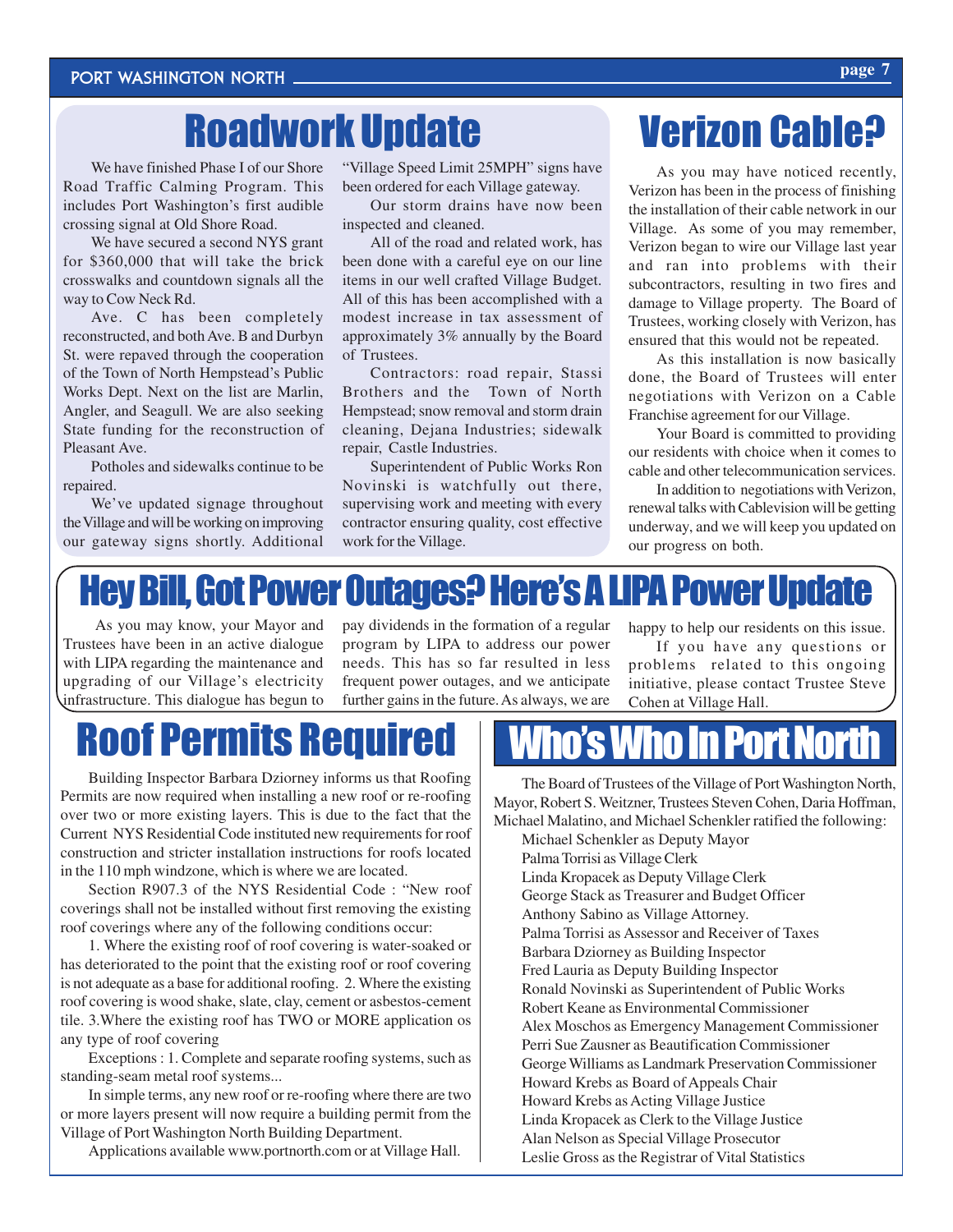# Roadwork Update

We have finished Phase I of our Shore Road Traffic Calming Program. This includes Port Washington's first audible crossing signal at Old Shore Road.

We have secured a second NYS grant for $360,000 that will take the brick crosswalks and countdown signals all the way to Cow Neck Rd.

Ave. C has been completely reconstructed, and both Ave. B and Durbyn St. were repaved through the cooperation of the Town of North Hempstead's Public Works Dept. Next on the list are Marlin, Angler, and Seagull. We are also seeking State funding for the reconstruction of Pleasant Ave.

Potholes and sidewalks continue to be repaired.

We've updated signage throughout the Village and will be working on improving our gateway signs shortly. Additional "Village Speed Limit 25MPH" signs have been ordered for each Village gateway.

Our storm drains have now been inspected and cleaned.

All of the road and related work, has been done with a careful eye on our line items in our well crafted Village Budget. All of this has been accomplished with a modest increase in tax assessment of approximately 3% annually by the Board of Trustees.

Contractors: road repair, Stassi Brothers and the Town of North Hempstead; snow removal and storm drain cleaning, Dejana Industries; sidewalk repair, Castle Industries.

Superintendent of Public Works Ron Novinski is watchfully out there, supervising work and meeting with every contractor ensuring quality, cost effective work for the Village.

# Verizon Cable?

As you may have noticed recently, Verizon has been in the process of finishing the installation of their cable network in our Village. As some of you may remember, Verizon began to wire our Village last year and ran into problems with their subcontractors, resulting in two fires and damage to Village property. The Board of Trustees, working closely with Verizon, has ensured that this would not be repeated.

As this installation is now basically done, the Board of Trustees will enter negotiations with Verizon on a Cable Franchise agreement for our Village.

Your Board is committed to providing our residents with choice when it comes to cable and other telecommunication services.

In addition to negotiations with Verizon, renewal talks with Cablevision will be getting underway, and we will keep you updated on our progress on both.

# Hey Bill, Got Power Outages? Here's A LIPA Power Update

As you may know, your Mayor and Trustees have been in an active dialogue with LIPA regarding the maintenance and upgrading of our Village's electricity infrastructure. This dialogue has begun to pay dividends in the formation of a regular program by LIPA to address our power needs. This has so far resulted in less frequent power outages, and we anticipate further gains in the future. As always, we are happy to help our residents on this issue.

If you have any questions or problems related to this ongoing initiative, please contact Trustee Steve Cohen at Village Hall.

# Roof Permits Required

Building Inspector Barbara Dziorney informs us that Roofing Permits are now required when installing a new roof or re-roofing over two or more existing layers. This is due to the fact that the Current NYS Residential Code instituted new requirements for roof construction and stricter installation instructions for roofs located in the 110 mph windzone, which is where we are located.

Section R907.3 of the NYS Residential Code : "New roof coverings shall not be installed without first removing the existing roof coverings where any of the following conditions occur:

1. Where the existing roof of roof covering is water-soaked or has deteriorated to the point that the existing roof or roof covering is not adequate as a base for additional roofing. 2. Where the existing roof covering is wood shake, slate, clay, cement or asbestos-cement tile. 3.Where the existing roof has TWO or MORE application os any type of roof covering

Exceptions : 1. Complete and separate roofing systems, such as standing-seam metal roof systems...

In simple terms, any new roof or re-roofing where there are two or more layers present will now require a building permit from the Village of Port Washington North Building Department.

Applications available www.portnorth.com or at Village Hall.

# Who's Who In Port North

The Board of Trustees of the Village of Port Washington North, Mayor, Robert S. Weitzner, Trustees Steven Cohen, Daria Hoffman, Michael Malatino, and Michael Schenkler ratified the following:

Michael Schenkler as Deputy Mayor
Palma Torrisi as Village Clerk
Linda Kropacek as Deputy Village Clerk
George Stack as Treasurer and Budget Officer
Anthony Sabino as Village Attorney.
Palma Torrisi as Assessor and Receiver of Taxes
Barbara Dziorney as Building Inspector
Fred Lauria as Deputy Building Inspector
Ronald Novinski as Superintendent of Public Works
Robert Keane as Environmental Commissioner
Alex Moschos as Emergency Management Commissioner
Perri Sue Zausner as Beautification Commissioner
George Williams as Landmark Preservation Commissioner
Howard Krebs as Board of Appeals Chair
Howard Krebs as Acting Village Justice
Linda Kropacek as Clerk to the Village Justice
Alan Nelson as Special Village Prosecutor
Leslie Gross as the Registrar of Vital Statistics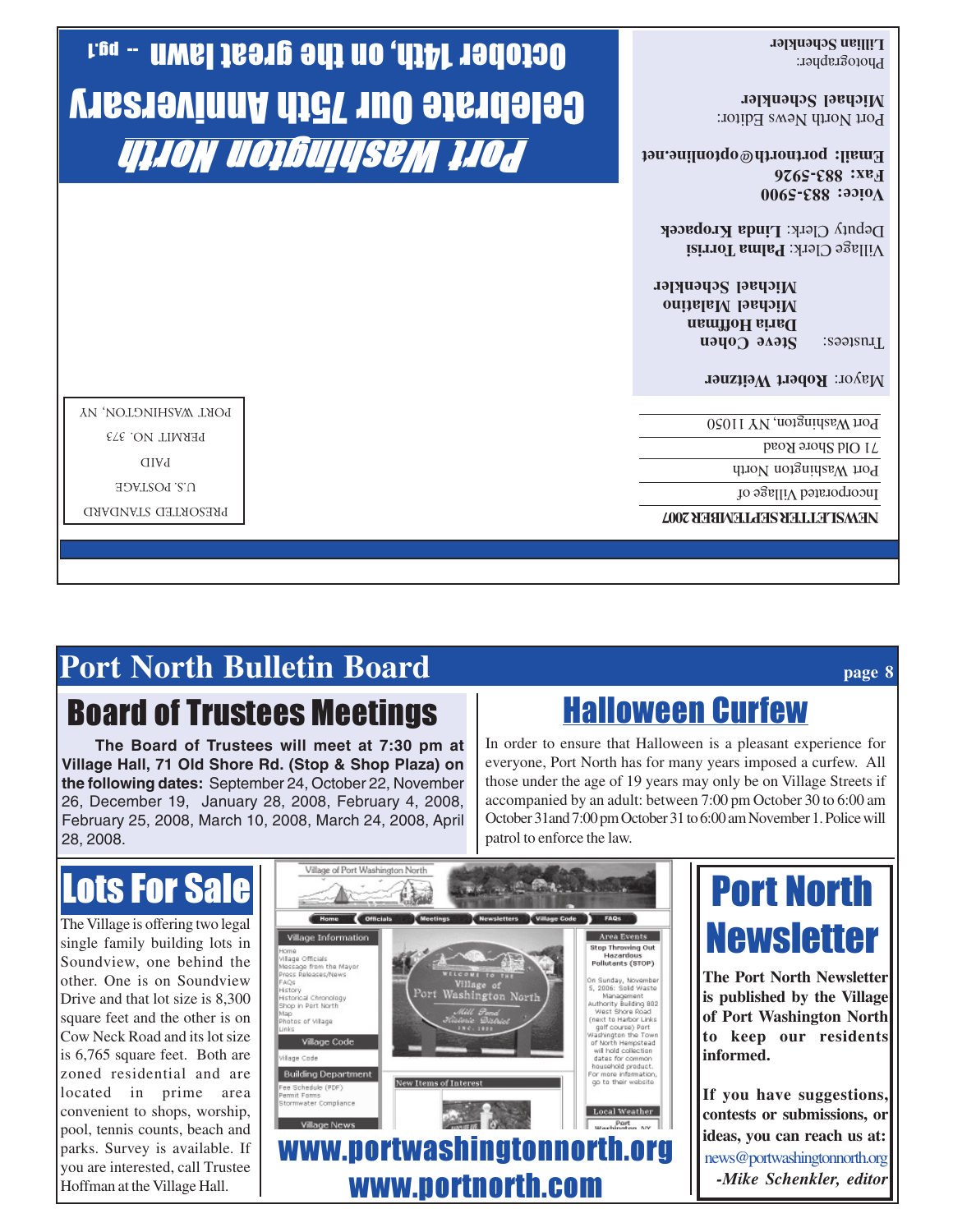NEWSLETTER SEPTEMBER 2007

Incorporated Village of
Port Washington North
71 Old Shore Road
Port Washington, NY 11050

Mayor: **Robert Weitzner**

Trustees: **Steve Cohen**
**Daria Hoffman**
**Michael Malatino**
**Michael Schenkler**

Village Clerk: **Palma Torrisi**
Deputy Clerk: **Linda Kropacek**

**Voice: 883-5900**
**Fax: 883-5926**
**Email: portnorth@optonline.net**

Port North News Editor:
**Michael Schenkler**

Photographer:
**Lillian Schenkler**

# Port Washington North

## Celebrate Our 75th Anniversary

## October 14th, on the great lawn -- pg.1

PRESORTED STANDARD
U.S. POSTAGE
PAID
PERMIT NO. 373
PORT WASHINGTON, NY

# Port North Bulletin Board

## Board of Trustees Meetings

**The Board of Trustees will meet at 7:30 pm at Village Hall, 71 Old Shore Rd. (Stop & Shop Plaza) on the following dates:** September 24, October 22, November 26, December 19, January 28, 2008, February 4, 2008, February 25, 2008, March 10, 2008, March 24, 2008, April 28, 2008.

## Halloween Curfew

In order to ensure that Halloween is a pleasant experience for everyone, Port North has for many years imposed a curfew. All those under the age of 19 years may only be on Village Streets if accompanied by an adult: between 7:00 pm October 30 to 6:00 am October 31and 7:00 pm October 31 to 6:00 am November 1. Police will patrol to enforce the law.

## Lots For Sale

The Village is offering two legal single family building lots in Soundview, one behind the other. One is on Soundview Drive and that lot size is 8,300 square feet and the other is on Cow Neck Road and its lot size is 6,765 square feet. Both are zoned residential and are located in prime area convenient to shops, worship, pool, tennis counts, beach and parks. Survey is available. If you are interested, call Trustee Hoffman at the Village Hall.

**www.portwashingtonnorth.org**
**www.portnorth.com**

## Port North Newsletter

**The Port North Newsletter is published by the Village of Port Washington North to keep our residents informed.**

**If you have suggestions, contests or submissions, or ideas, you can reach us at:**
news@portwashingtonnorth.org
***-Mike Schenkler, editor***